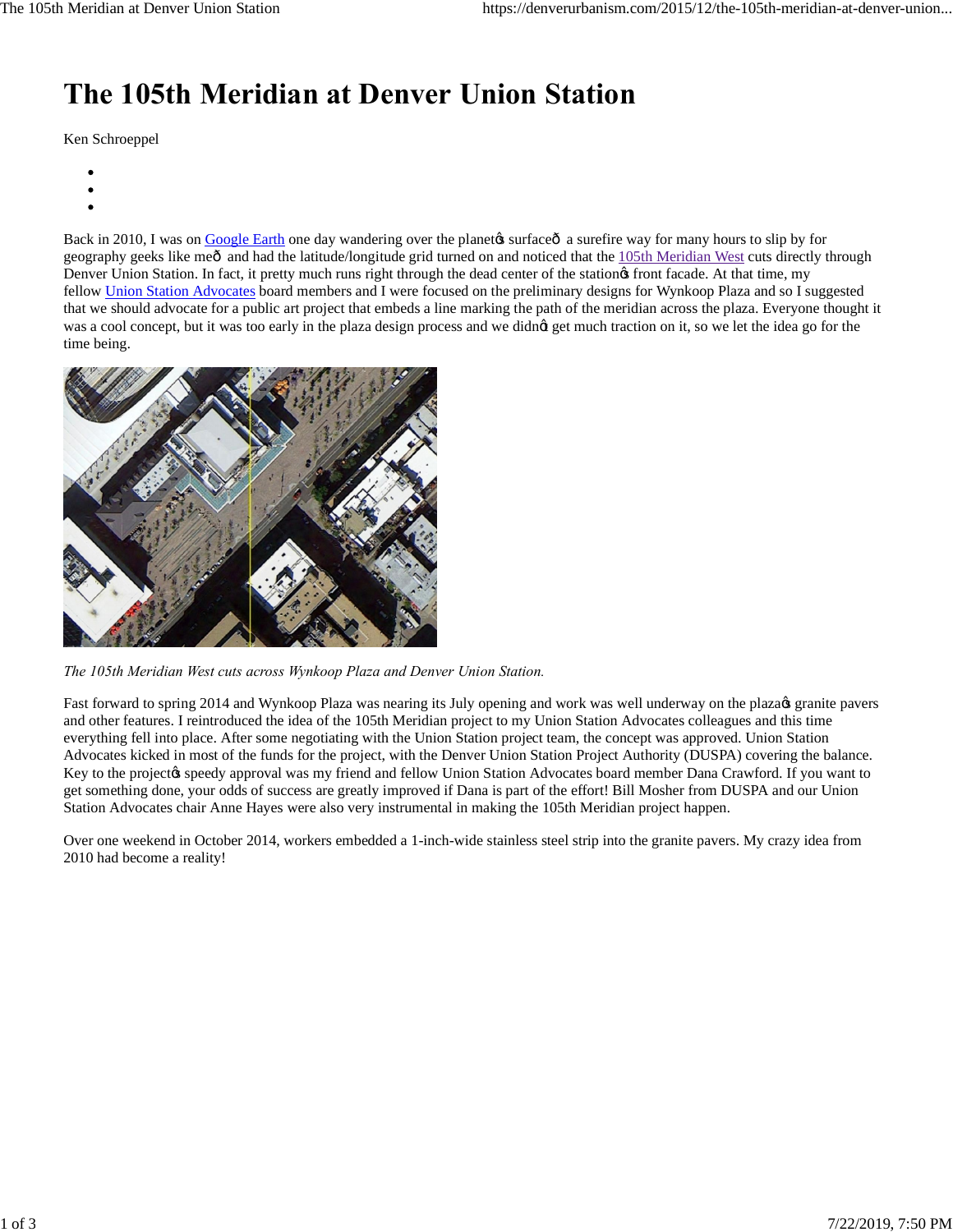# The 105th Meridian at Denver Union Station

Ken Schroeppel

Back in 2010, I was on Google Earth one day wandering over the planet's surface— a surefire way for many hours to slip by for geography geeks like me— and had the latitude/longitude grid turned on and noticed that the 105th Meridian West cuts directly through Denver Union Station. In fact, it pretty much runs right through the dead center of the station's front facade. At that time, my fellow Union Station Advocates board members and I were focused on the preliminary designs for Wynkoop Plaza and so I suggested that we should advocate for a public art project that embeds a line marking the path of the meridian across the plaza. Everyone thought it was a cool concept, but it was too early in the plaza design process and we didn't get much traction on it, so we let the idea go for the time being.

*The 105th Meridian West cuts across Wynkoop Plaza and Denver Union Station.*

Fast forward to spring 2014 and Wynkoop Plaza was nearing its July opening and work was well underway on the plaza's granite pavers and other features. I reintroduced the idea of the 105th Meridian project to my Union Station Advocates colleagues and this time everything fell into place. After some negotiating with the Union Station project team, the concept was approved. Union Station Advocates kicked in most of the funds for the project, with the Denver Union Station Project Authority (DUSPA) covering the balance. Key to the project's speedy approval was my friend and fellow Union Station Advocates board member Dana Crawford. If you want to get something done, your odds of success are greatly improved if Dana is part of the effort! Bill Mosher from DUSPA and our Union Station Advocates chair Anne Hayes were also very instrumental in making the 105th Meridian project happen.

Over one weekend in October 2014, workers embedded a 1-inch-wide stainless steel strip into the granite pavers. My crazy idea from 2010 had become a reality!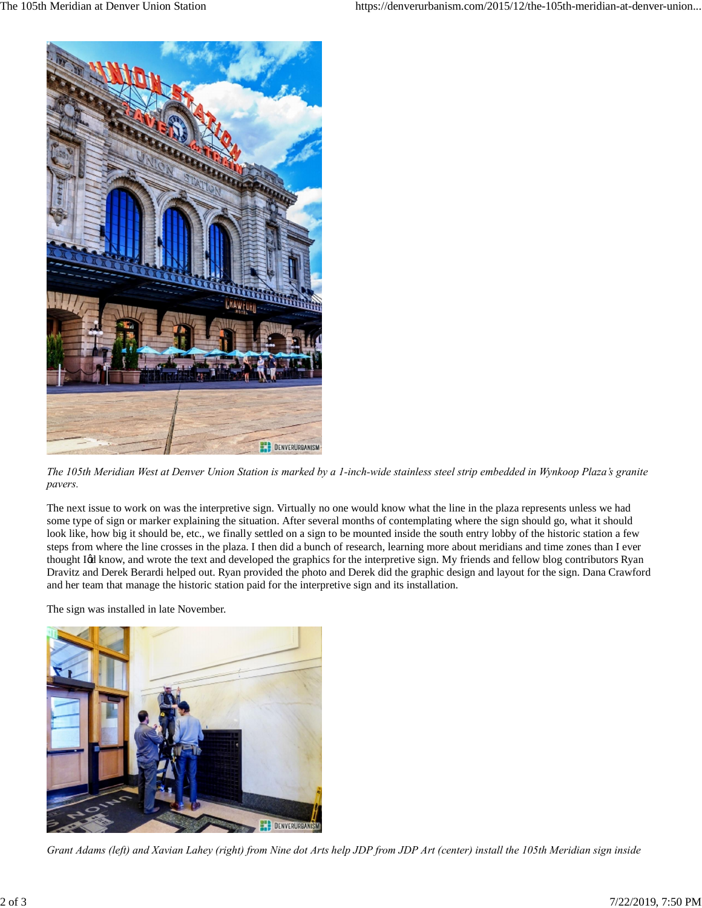*The 105th Meridian West at Denver Union Station is marked by a 1-inch-wide stainless steel strip embedded in Wynkoop Plaza's granite pavers.*

The next issue to work on was the interpretive sign. Virtually no one would know what the line in the plaza represents unless we had some type of sign or marker explaining the situation. After several months of contemplating where the sign should go, what it should look like, how big it should be, etc., we finally settled on a sign to be mounted inside the south entry lobby of the historic station a few steps from where the line crosses in the plaza. I then did a bunch of research, learning more about meridians and time zones than I ever thought I'd know, and wrote the text and developed the graphics for the interpretive sign. My friends and fellow blog contributors Ryan Dravitz and Derek Berardi helped out. Ryan provided the photo and Derek did the graphic design and layout for the sign. Dana Crawford and her team that manage the historic station paid for the interpretive sign and its installation.

The sign was installed in late November.

*Grant Adams (left) and Xavian Lahey (right) from Nine dot Arts help JDP from JDP Art (center) install the 105th Meridian sign inside*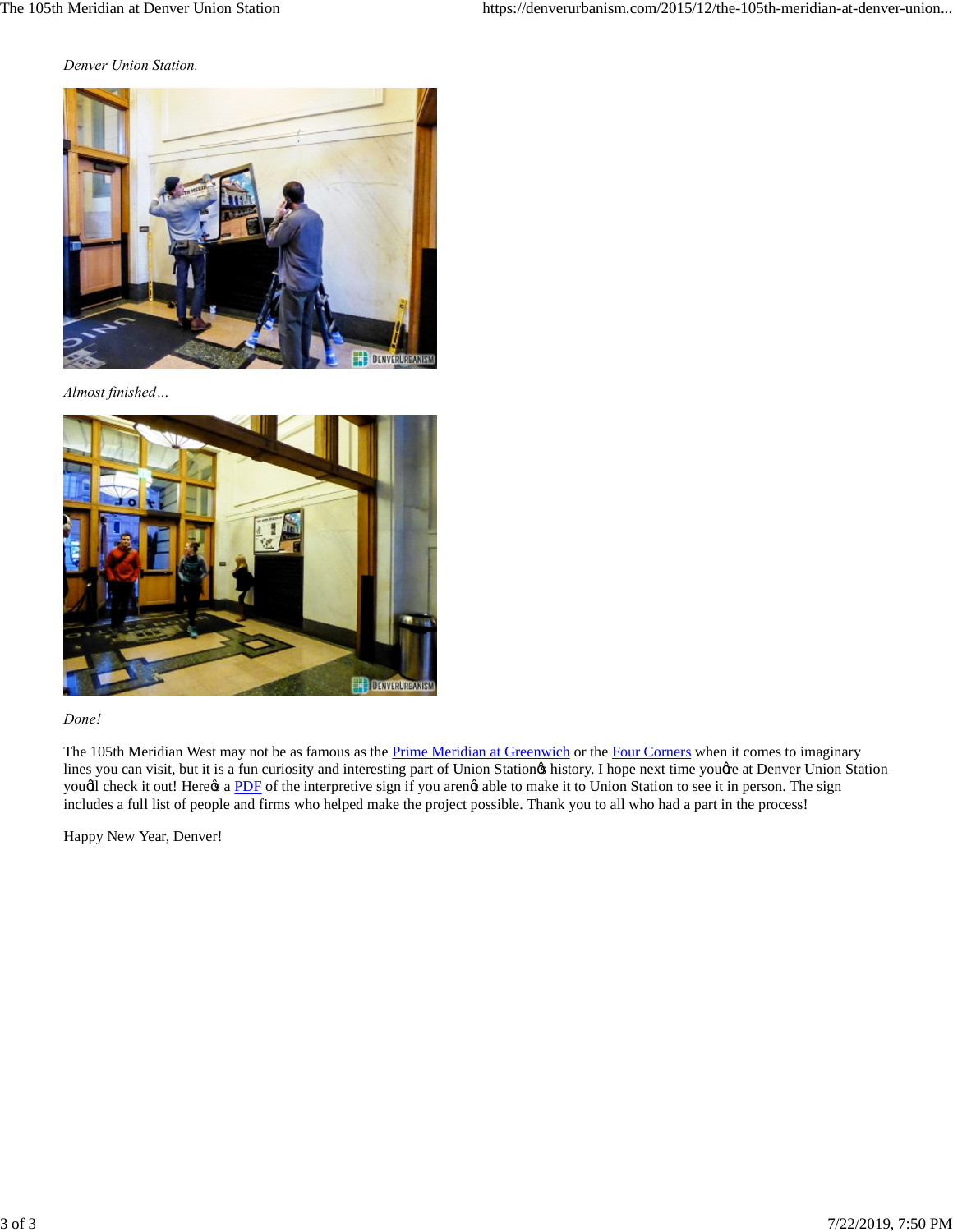*Denver Union Station.*

*Almost finished…*

*Done!*

The 105th Meridian West may not be as famous as the Prime Meridian at Greenwich or the Four Corners when it comes to imaginary lines you can visit, but it is a fun curiosity and interesting part of Union Station's history. I hope next time you're at Denver Union Station you'll check it out! Here's a PDF of the interpretive sign if you aren't able to make it to Union Station to see it in person. The sign includes a full list of people and firms who helped make the project possible. Thank you to all who had a part in the process!

Happy New Year, Denver!